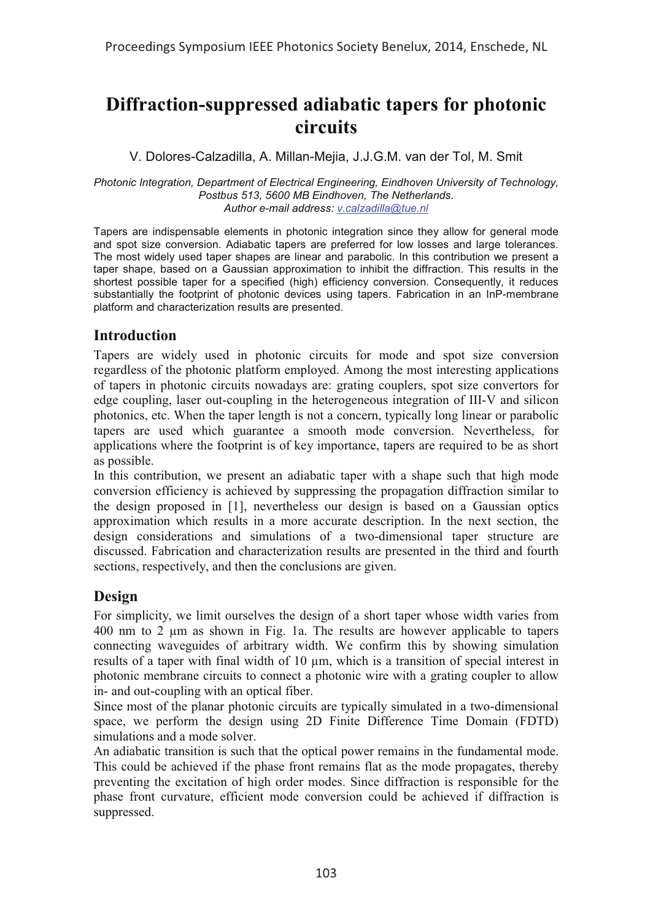# Diffraction-suppressed adiabatic tapers for photonic circuits

V. Dolores-Calzadilla, A. Millan-Mejia, J.J.G.M. van der Tol, M. Smit

*Photonic Integration, Department of Electrical Engineering, Eindhoven University of Technology, Postbus 513, 5600 MB Eindhoven, The Netherlands.*
*Author e-mail address: v.calzadilla@tue.nl*

Tapers are indispensable elements in photonic integration since they allow for general mode and spot size conversion. Adiabatic tapers are preferred for low losses and large tolerances. The most widely used taper shapes are linear and parabolic. In this contribution we present a taper shape, based on a Gaussian approximation to inhibit the diffraction. This results in the shortest possible taper for a specified (high) efficiency conversion. Consequently, it reduces substantially the footprint of photonic devices using tapers. Fabrication in an InP-membrane platform and characterization results are presented.

## Introduction

Tapers are widely used in photonic circuits for mode and spot size conversion regardless of the photonic platform employed. Among the most interesting applications of tapers in photonic circuits nowadays are: grating couplers, spot size convertors for edge coupling, laser out-coupling in the heterogeneous integration of III-V and silicon photonics, etc. When the taper length is not a concern, typically long linear or parabolic tapers are used which guarantee a smooth mode conversion. Nevertheless, for applications where the footprint is of key importance, tapers are required to be as short as possible.

In this contribution, we present an adiabatic taper with a shape such that high mode conversion efficiency is achieved by suppressing the propagation diffraction similar to the design proposed in [1], nevertheless our design is based on a Gaussian optics approximation which results in a more accurate description. In the next section, the design considerations and simulations of a two-dimensional taper structure are discussed. Fabrication and characterization results are presented in the third and fourth sections, respectively, and then the conclusions are given.

## Design

For simplicity, we limit ourselves the design of a short taper whose width varies from 400 nm to 2 µm as shown in Fig. 1a. The results are however applicable to tapers connecting waveguides of arbitrary width. We confirm this by showing simulation results of a taper with final width of 10 µm, which is a transition of special interest in photonic membrane circuits to connect a photonic wire with a grating coupler to allow in- and out-coupling with an optical fiber.

Since most of the planar photonic circuits are typically simulated in a two-dimensional space, we perform the design using 2D Finite Difference Time Domain (FDTD) simulations and a mode solver.

An adiabatic transition is such that the optical power remains in the fundamental mode. This could be achieved if the phase front remains flat as the mode propagates, thereby preventing the excitation of high order modes. Since diffraction is responsible for the phase front curvature, efficient mode conversion could be achieved if diffraction is suppressed.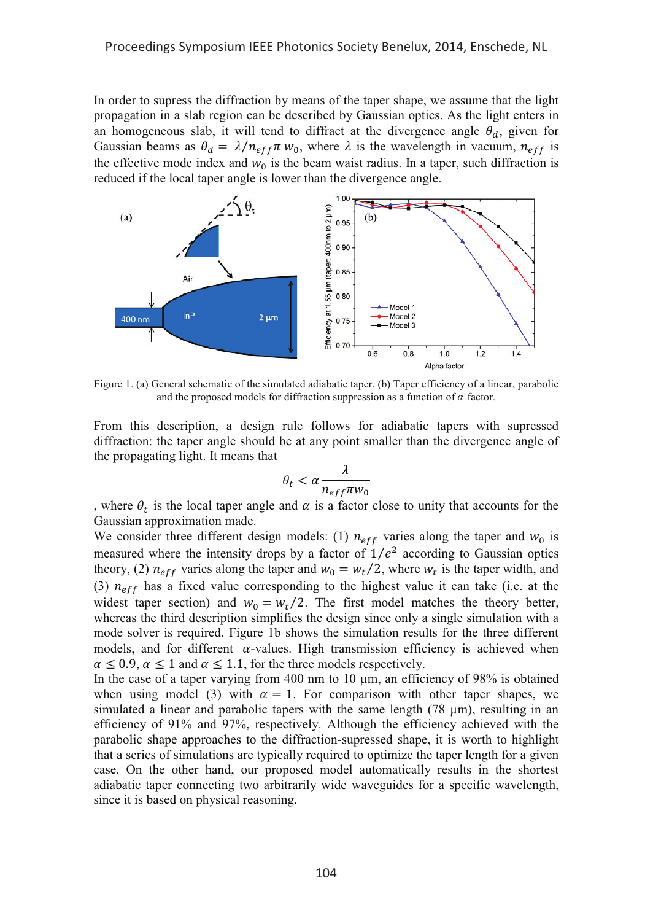In order to supress the diffraction by means of the taper shape, we assume that the light propagation in a slab region can be described by Gaussian optics. As the light enters in an homogeneous slab, it will tend to diffract at the divergence angle $\theta_d$, given for Gaussian beams as $\theta_d = \lambda / n_{eff} \pi w_0$, where $\lambda$ is the wavelength in vacuum, $n_{eff}$ is the effective mode index and $w_0$ is the beam waist radius. In a taper, such diffraction is reduced if the local taper angle is lower than the divergence angle.

Figure 1. (a) General schematic of the simulated adiabatic taper. (b) Taper efficiency of a linear, parabolic and the proposed models for diffraction suppression as a function of $\alpha$ factor.

From this description, a design rule follows for adiabatic tapers with supressed diffraction: the taper angle should be at any point smaller than the divergence angle of the propagating light. It means that

$$\theta_t < \alpha \frac{\lambda}{n_{eff} \pi w_0}$$

, where $\theta_t$ is the local taper angle and $\alpha$ is a factor close to unity that accounts for the Gaussian approximation made.

We consider three different design models: (1) $n_{eff}$ varies along the taper and $w_0$ is measured where the intensity drops by a factor of $1/e^2$ according to Gaussian optics theory, (2) $n_{eff}$ varies along the taper and $w_0 = w_t/2$, where $w_t$ is the taper width, and (3) $n_{eff}$ has a fixed value corresponding to the highest value it can take (i.e. at the widest taper section) and $w_0 = w_t/2$. The first model matches the theory better, whereas the third description simplifies the design since only a single simulation with a mode solver is required. Figure 1b shows the simulation results for the three different models, and for different $\alpha$-values. High transmission efficiency is achieved when $\alpha \leq 0.9$, $\alpha \leq 1$ and $\alpha \leq 1.1$, for the three models respectively.

In the case of a taper varying from 400 nm to 10 µm, an efficiency of 98% is obtained when using model (3) with $\alpha = 1$. For comparison with other taper shapes, we simulated a linear and parabolic tapers with the same length (78 µm), resulting in an efficiency of 91% and 97%, respectively. Although the efficiency achieved with the parabolic shape approaches to the diffraction-supressed shape, it is worth to highlight that a series of simulations are typically required to optimize the taper length for a given case. On the other hand, our proposed model automatically results in the shortest adiabatic taper connecting two arbitrarily wide waveguides for a specific wavelength, since it is based on physical reasoning.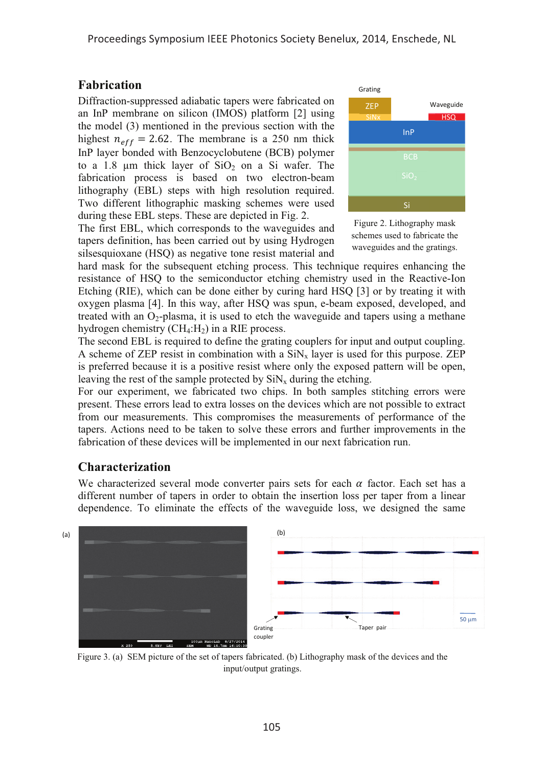## Fabrication

Diffraction-suppressed adiabatic tapers were fabricated on an InP membrane on silicon (IMOS) platform [2] using the model (3) mentioned in the previous section with the highest $n_{eff} = 2.62$. The membrane is a 250 nm thick InP layer bonded with Benzocyclobutene (BCB) polymer to a 1.8 µm thick layer of $SiO_2$ on a Si wafer. The fabrication process is based on two electron-beam lithography (EBL) steps with high resolution required. Two different lithographic masking schemes were used during these EBL steps. These are depicted in Fig. 2.

Figure 2. Lithography mask schemes used to fabricate the waveguides and the gratings.

The first EBL, which corresponds to the waveguides and tapers definition, has been carried out by using Hydrogen silsesquioxane (HSQ) as negative tone resist material and hard mask for the subsequent etching process. This technique requires enhancing the resistance of HSQ to the semiconductor etching chemistry used in the Reactive-Ion Etching (RIE), which can be done either by curing hard HSQ [3] or by treating it with oxygen plasma [4]. In this way, after HSQ was spun, e-beam exposed, developed, and treated with an $O_2$-plasma, it is used to etch the waveguide and tapers using a methane hydrogen chemistry ($CH_4$:$H_2$) in a RIE process.

The second EBL is required to define the grating couplers for input and output coupling. A scheme of ZEP resist in combination with a $SiN_x$ layer is used for this purpose. ZEP is preferred because it is a positive resist where only the exposed pattern will be open, leaving the rest of the sample protected by $SiN_x$ during the etching.

For our experiment, we fabricated two chips. In both samples stitching errors were present. These errors lead to extra losses on the devices which are not possible to extract from our measurements. This compromises the measurements of performance of the tapers. Actions need to be taken to solve these errors and further improvements in the fabrication of these devices will be implemented in our next fabrication run.

## Characterization

We characterized several mode converter pairs sets for each $\alpha$ factor. Each set has a different number of tapers in order to obtain the insertion loss per taper from a linear dependence. To eliminate the effects of the waveguide loss, we designed the same

Figure 3. (a) SEM picture of the set of tapers fabricated. (b) Lithography mask of the devices and the input/output gratings.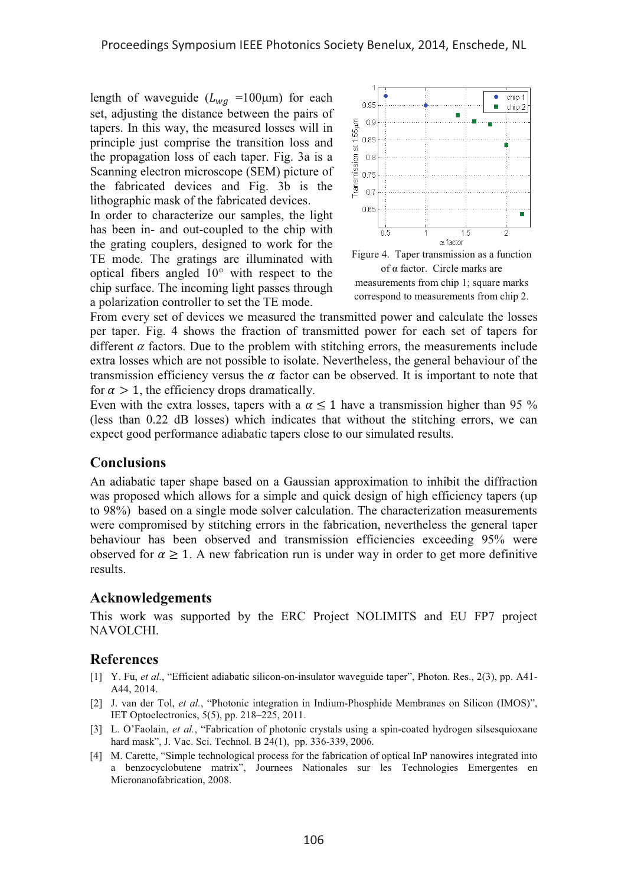length of waveguide ($L_{wg}$ =100μm) for each set, adjusting the distance between the pairs of tapers. In this way, the measured losses will in principle just comprise the transition loss and the propagation loss of each taper. Fig. 3a is a Scanning electron microscope (SEM) picture of the fabricated devices and Fig. 3b is the lithographic mask of the fabricated devices.

In order to characterize our samples, the light has been in- and out-coupled to the chip with the grating couplers, designed to work for the TE mode. The gratings are illuminated with optical fibers angled 10° with respect to the chip surface. The incoming light passes through a polarization controller to set the TE mode.

1
0.95
0.9
0.85
0.8
0.75
0.7
0.65
Transmission at 1.55μm
0.5
1
1.5
2
α factor
chip 1
chip 2

Figure 4. Taper transmission as a function of α factor. Circle marks are measurements from chip 1; square marks correspond to measurements from chip 2.

From every set of devices we measured the transmitted power and calculate the losses per taper. Fig. 4 shows the fraction of transmitted power for each set of tapers for different $\alpha$ factors. Due to the problem with stitching errors, the measurements include extra losses which are not possible to isolate. Nevertheless, the general behaviour of the transmission efficiency versus the $\alpha$ factor can be observed. It is important to note that for $\alpha > 1$, the efficiency drops dramatically.

Even with the extra losses, tapers with a $\alpha \leq 1$ have a transmission higher than 95 % (less than 0.22 dB losses) which indicates that without the stitching errors, we can expect good performance adiabatic tapers close to our simulated results.

## Conclusions

An adiabatic taper shape based on a Gaussian approximation to inhibit the diffraction was proposed which allows for a simple and quick design of high efficiency tapers (up to 98%) based on a single mode solver calculation. The characterization measurements were compromised by stitching errors in the fabrication, nevertheless the general taper behaviour has been observed and transmission efficiencies exceeding 95% were observed for $\alpha \geq 1$. A new fabrication run is under way in order to get more definitive results.

## Acknowledgements

This work was supported by the ERC Project NOLIMITS and EU FP7 project NAVOLCHI.

## References

[1] Y. Fu, *et al.*, "Efficient adiabatic silicon-on-insulator waveguide taper", Photon. Res., 2(3), pp. A41-A44, 2014.

[2] J. van der Tol, *et al.*, "Photonic integration in Indium-Phosphide Membranes on Silicon (IMOS)", IET Optoelectronics, 5(5), pp. 218–225, 2011.

[3] L. O'Faolain, *et al.*, "Fabrication of photonic crystals using a spin-coated hydrogen silsesquioxane hard mask", J. Vac. Sci. Technol. B 24(1), pp. 336-339, 2006.

[4] M. Carette, "Simple technological process for the fabrication of optical InP nanowires integrated into a benzocyclobutene matrix", Journees Nationales sur les Technologies Emergentes en Micronanofabrication, 2008.